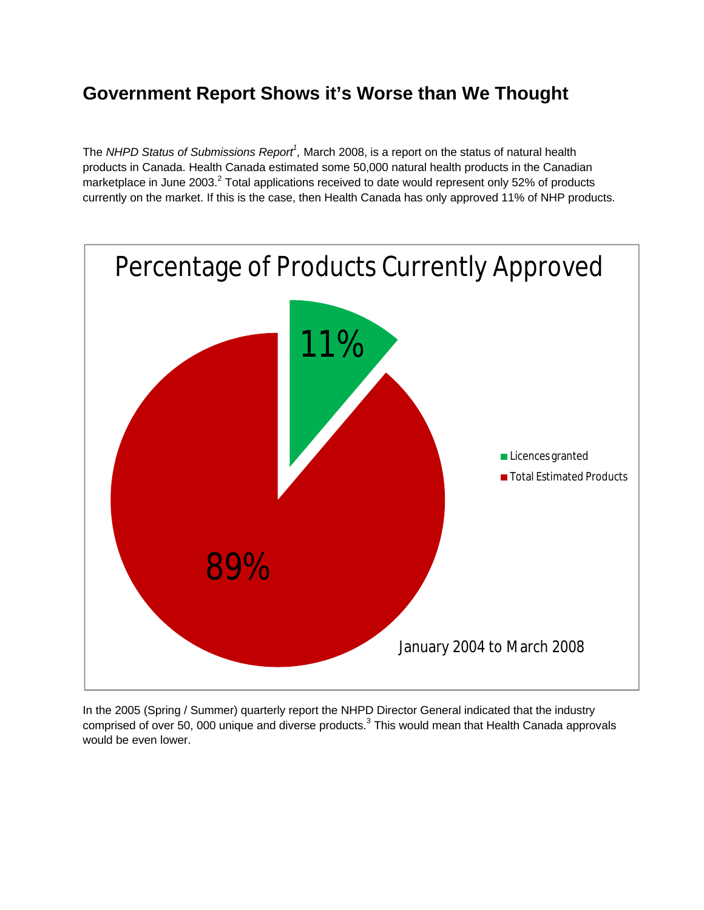# Government Report Shows it's Worse than We Thought

The *NHPD Status of Submissions Report*[1], March 2008, is a report on the status of natural health products in Canada. Health Canada estimated some 50,000 natural health products in the Canadian marketplace in June 2003.[2] Total applications received to date would represent only 52% of products currently on the market. If this is the case, then Health Canada has only approved 11% of NHP products.

Percentage of Products Currently Approved

11%

89%

Licences granted

Total Estimated Products

January 2004 to March 2008

In the 2005 (Spring / Summer) quarterly report the NHPD Director General indicated that the industry comprised of over 50, 000 unique and diverse products.[3] This would mean that Health Canada approvals would be even lower.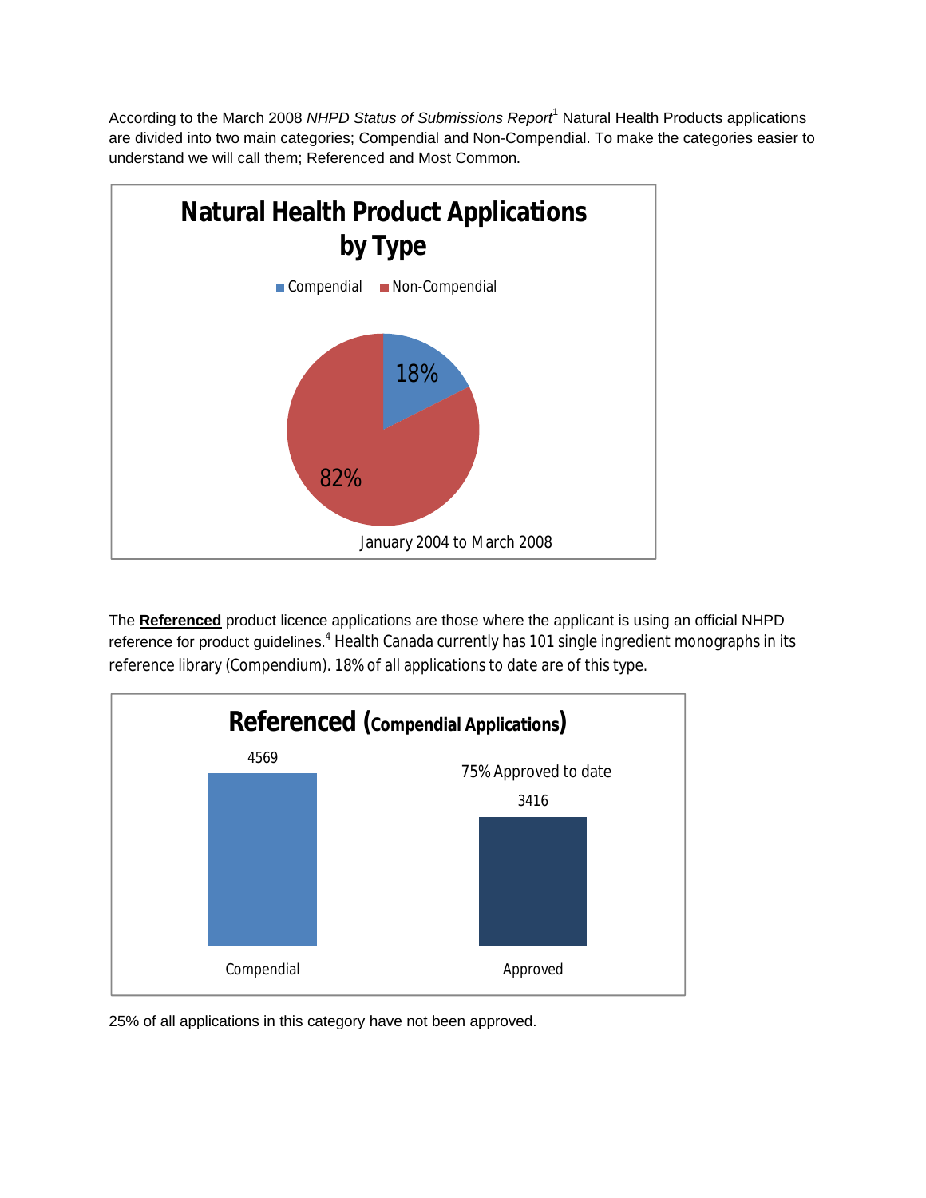According to the March 2008 *NHPD Status of Submissions Report*[1] Natural Health Products applications are divided into two main categories; Compendial and Non-Compendial. To make the categories easier to understand we will call them; Referenced and Most Common.

**Natural Health Product Applications by Type**

Compendial: 18%
Non-Compendial: 82%

January 2004 to March 2008

The **Referenced** product licence applications are those where the applicant is using an official NHPD reference for product guidelines.[4] Health Canada currently has 101 single ingredient monographs in its reference library (Compendium). 18% of all applications to date are of this type.

**Referenced (Compendial Applications)**

| Compendial | Approved |
|---|---|
| 4569 | 3416 |

75% Approved to date

25% of all applications in this category have not been approved.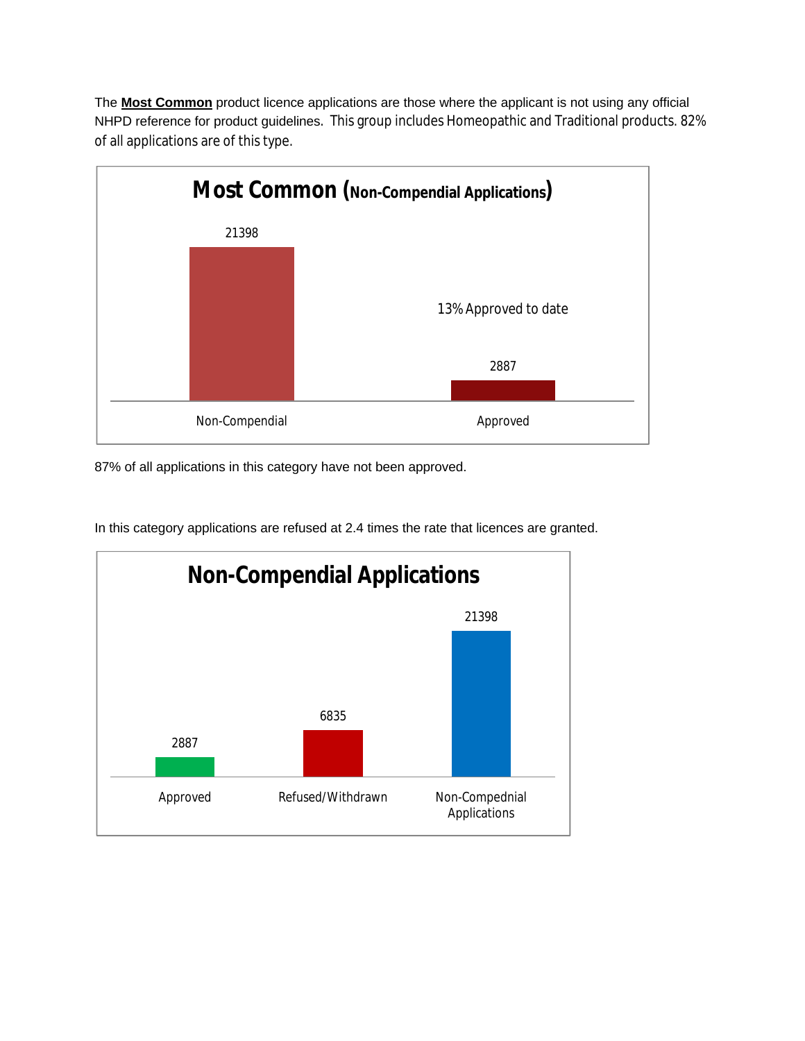The **Most Common** product licence applications are those where the applicant is not using any official NHPD reference for product guidelines. This group includes Homeopathic and Traditional products. 82% of all applications are of this type.

**Most Common (Non-Compendial Applications)**

| Category | Count |
|---|---|
| Non-Compendial | 21398 |
| Approved | 2887 |

13% Approved to date

87% of all applications in this category have not been approved.

In this category applications are refused at 2.4 times the rate that licences are granted.

**Non-Compendial Applications**

| Category | Count |
|---|---|
| Approved | 2887 |
| Refused/Withdrawn | 6835 |
| Non-Compednial Applications | 21398 |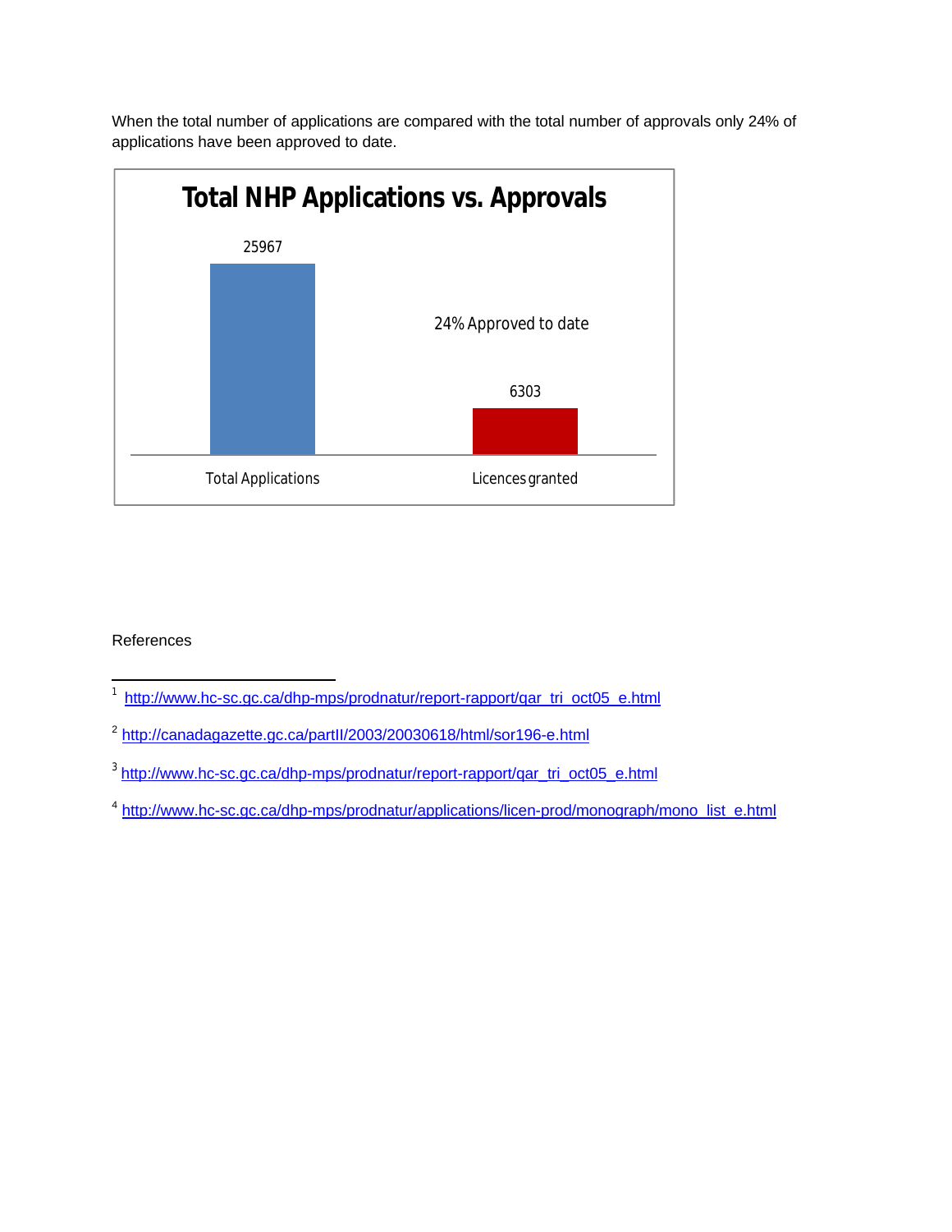When the total number of applications are compared with the total number of approvals only 24% of applications have been approved to date.

Total NHP Applications vs. Approvals

25967

24% Approved to date

6303

Total Applications

Licences granted

References

1 http://www.hc-sc.gc.ca/dhp-mps/prodnatur/report-rapport/qar_tri_oct05_e.html

2 http://canadagazette.gc.ca/partII/2003/20030618/html/sor196-e.html

3 http://www.hc-sc.gc.ca/dhp-mps/prodnatur/report-rapport/qar_tri_oct05_e.html

4 http://www.hc-sc.gc.ca/dhp-mps/prodnatur/applications/licen-prod/monograph/mono_list_e.html